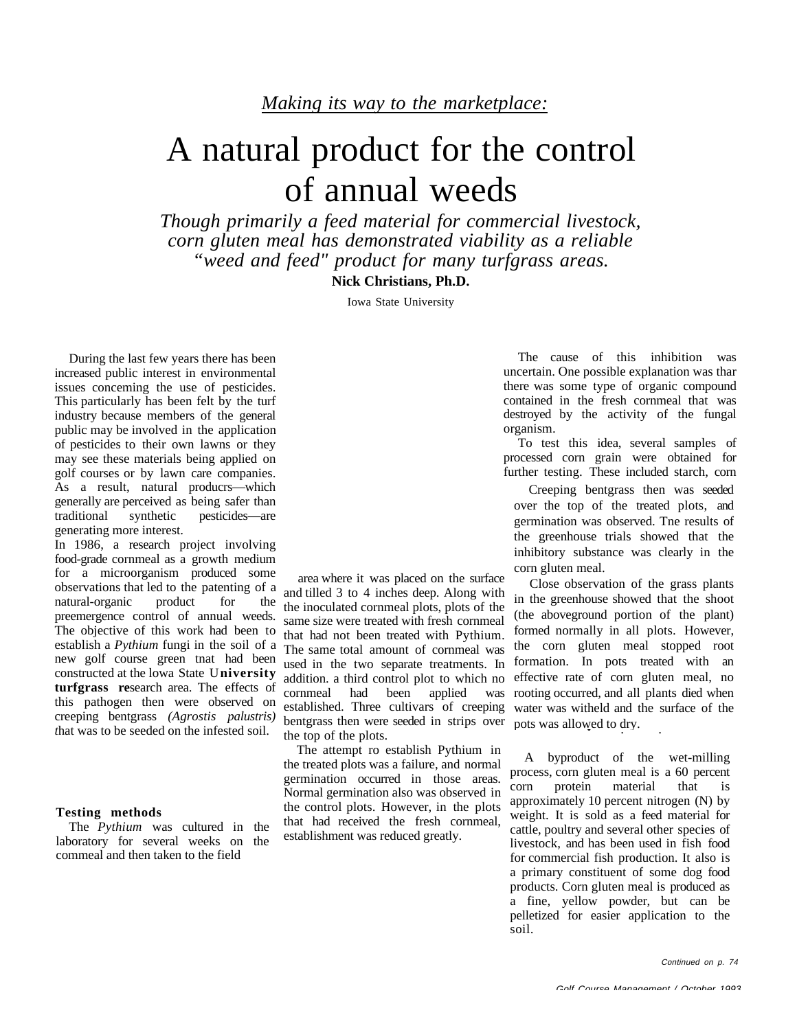*Making its way to the marketplace:*

# A natural product for the control of annual weeds

*Though primarily a feed material for commercial livestock, corn gluten meal has demonstrated viability as a reliable "weed and feed" product for many turfgrass areas.*

**Nick Christians, Ph.D.**

Iowa State University

During the last few years there has been increased public interest in environmental issues conceming the use of pesticides. This particularly has been felt by the turf industry because members of the general public may be involved in the application of pesticides to their own lawns or they may see these materials being applied on golf courses or by lawn care companies. As a result, natural producrs—which generally are perceived as being safer than traditional synthetic pesticides—are generating more interest.

In 1986, a research project involving food-grade cornmeal as a growth medium for a microorganism produced some observations that led to the patenting of a natural-organic product for the preemergence control of annual weeds. The objective of this work had been to establish a *Pythium* fungi in the soil of a new golf course green tnat had been constructed at the lowa State University turfgrass research area. The effects of this pathogen then were observed on creeping bentgrass *(Agrostis palustris)* that was to be seeded on the infested soil.

### Testing methods

The *Pythium* was cultured in the laboratory for several weeks on the commeal and then taken to the field area where it was placed on the surface and tilled 3 to 4 inches deep. Along with the inoculated cornmeal plots, plots of the same size were treated with fresh cornmeal that had not been treated with Pythium. The same total amount of cornmeal was used in the two separate treatments. In addition. a third control plot to which no cornmeal had been applied was established. Three cultivars of creeping bentgrass then were seeded in strips over the top of the plots.

The attempt ro establish Pythium in the treated plots was a failure, and normal germination occurred in those areas. Normal germination also was observed in the control plots. However, in the plots that had received the fresh cornmeal, establishment was reduced greatly.

The cause of this inhibition was uncertain. One possible explanation was thar there was some type of organic compound contained in the fresh cornmeal that was destroyed by the activity of the fungal organism.

To test this idea, several samples of processed corn grain were obtained for further testing. These included starch, corn

Creeping bentgrass then was seeded over the top of the treated plots, and germination was observed. Tne results of the greenhouse trials showed that the inhibitory substance was clearly in the corn gluten meal.

Close observation of the grass plants in the greenhouse showed that the shoot (the aboveground portion of the plant) formed normally in all plots. However, the corn gluten meal stopped root formation. In pots treated with an effective rate of corn gluten meal, no rooting occurred, and all plants died when water was witheld and the surface of the pots was allowed to dry.

A byproduct of the wet-milling process, corn gluten meal is a 60 percent corn protein material that is approximately 10 percent nitrogen (N) by weight. It is sold as a feed material for cattle, poultry and several other species of livestock, and has been used in fish food for commercial fish production. It also is a primary constituent of some dog food products. Corn gluten meal is produced as a fine, yellow powder, but can be pelletized for easier application to the soil.

*Continued on p. 74*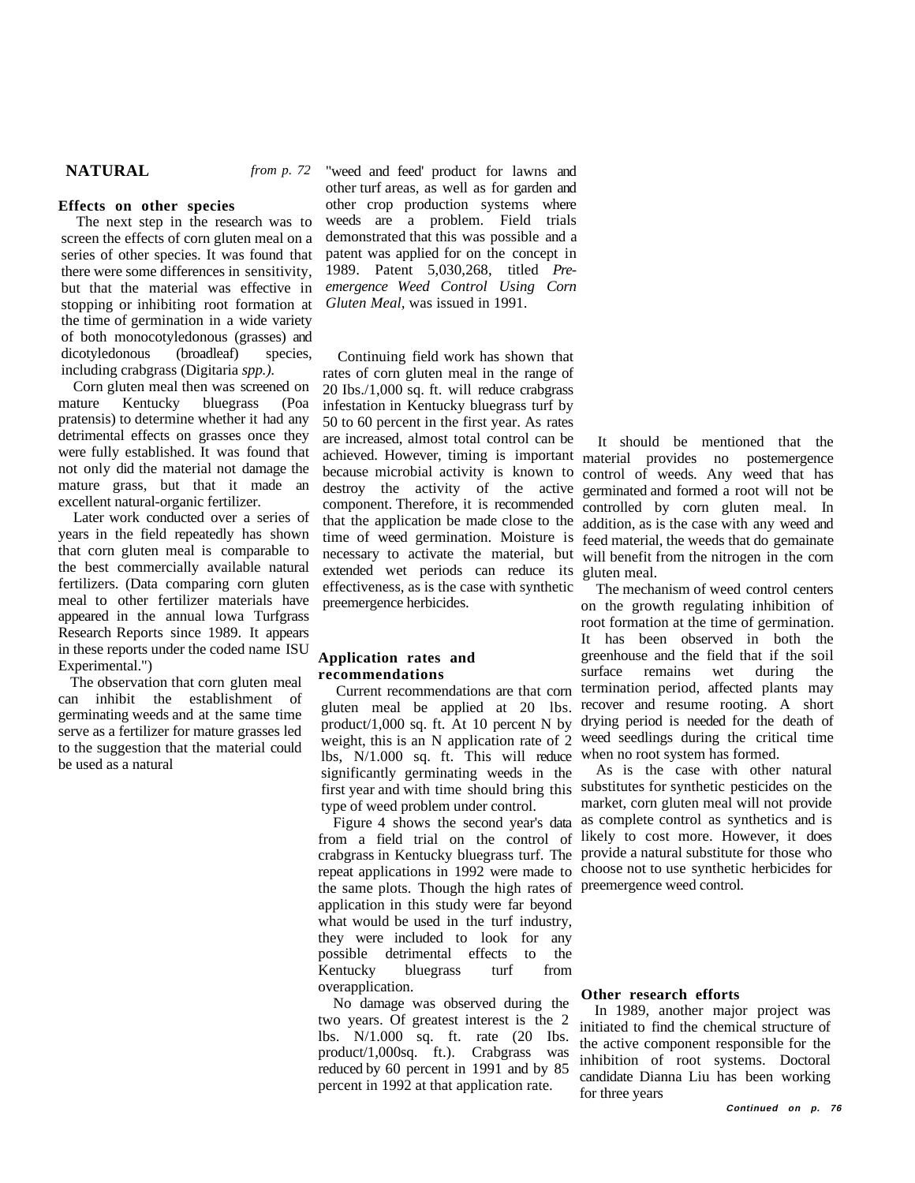**NATURAL** *from p. 72*

### Effects on other species

The next step in the research was to screen the effects of corn gluten meal on a series of other species. It was found that there were some differences in sensitivity, but that the material was effective in stopping or inhibiting root formation at the time of germination in a wide variety of both monocotyledonous (grasses) and dicotyledonous (broadleaf) species, including crabgrass (Digitaria *spp.).*

Corn gluten meal then was screened on mature Kentucky bluegrass (Poa pratensis) to determine whether it had any detrimental effects on grasses once they were fully established. It was found that not only did the material not damage the mature grass, but that it made an excellent natural-organic fertilizer.

Later work conducted over a series of years in the field repeatedly has shown that corn gluten meal is comparable to the best commercially available natural fertilizers. (Data comparing corn gluten meal to other fertilizer materials have appeared in the annual lowa Turfgrass Research Reports since 1989. It appears in these reports under the coded name ISU Experimental.")

The observation that corn gluten meal can inhibit the establishment of germinating weeds and at the same time serve as a fertilizer for mature grasses led to the suggestion that the material could be used as a natural "weed and feed' product for lawns and other turf areas, as well as for garden and other crop production systems where weeds are a problem. Field trials demonstrated that this was possible and a patent was applied for on the concept in 1989. Patent 5,030,268, titled *Pre-emergence Weed Control Using Corn Gluten Meal,* was issued in 1991.

Continuing field work has shown that rates of corn gluten meal in the range of 20 Ibs./1,000 sq. ft. will reduce crabgrass infestation in Kentucky bluegrass turf by 50 to 60 percent in the first year. As rates are increased, almost total control can be achieved. However, timing is important because microbial activity is known to destroy the activity of the active component. Therefore, it is recommended that the application be made close to the time of weed germination. Moisture is necessary to activate the material, but extended wet periods can reduce its effectiveness, as is the case with synthetic preemergence herbicides.

### Application rates and recommendations

Current recommendations are that corn gluten meal be applied at 20 lbs. product/1,000 sq. ft. At 10 percent N by weight, this is an N application rate of 2 lbs, N/1.000 sq. ft. This will reduce significantly germinating weeds in the first year and with time should bring this type of weed problem under control.

Figure 4 shows the second year's data from a field trial on the control of crabgrass in Kentucky bluegrass turf. The repeat applications in 1992 were made to the same plots. Though the high rates of application in this study were far beyond what would be used in the turf industry, they were included to look for any possible detrimental effects to the Kentucky bluegrass turf from overapplication.

No damage was observed during the two years. Of greatest interest is the 2 lbs. N/1.000 sq. ft. rate (20 Ibs. product/1,000sq. ft.). Crabgrass was reduced by 60 percent in 1991 and by 85 percent in 1992 at that application rate.

It should be mentioned that the material provides no postemergence control of weeds. Any weed that has germinated and formed a root will not be controlled by corn gluten meal. In addition, as is the case with any weed and feed material, the weeds that do gemainate will benefit from the nitrogen in the corn gluten meal.

The mechanism of weed control centers on the growth regulating inhibition of root formation at the time of germination. It has been observed in both the greenhouse and the field that if the soil surface remains wet during the termination period, affected plants may recover and resume rooting. A short drying period is needed for the death of weed seedlings during the critical time when no root system has formed.

As is the case with other natural substitutes for synthetic pesticides on the market, corn gluten meal will not provide as complete control as synthetics and is likely to cost more. However, it does provide a natural substitute for those who choose not to use synthetic herbicides for preemergence weed control.

### Other research efforts

In 1989, another major project was initiated to find the chemical structure of the active component responsible for the inhibition of root systems. Doctoral candidate Dianna Liu has been working for three years

*Continued on p. 76*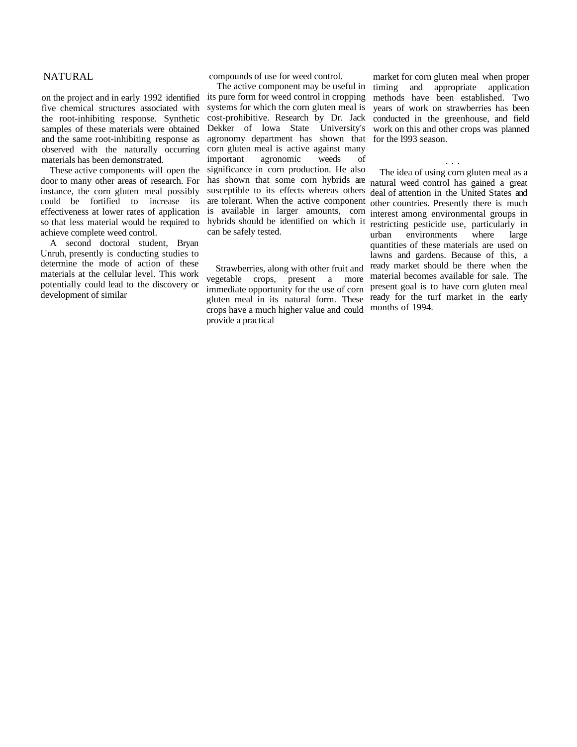on the project and in early 1992 identified five chemical structures associated with the root-inhibiting response. Synthetic samples of these materials were obtained and the same root-inhibiting response as observed with the naturally occurring materials has been demonstrated.

These active components will open the door to many other areas of research. For instance, the corn gluten meal possibly could be fortified to increase its effectiveness at lower rates of application so that less material would be required to achieve complete weed control.

A second doctoral student, Bryan Unruh, presently is conducting studies to determine the mode of action of these materials at the cellular level. This work potentially could lead to the discovery or development of similar compounds of use for weed control.

The active component may be useful in its pure form for weed control in cropping systems for which the corn gluten meal is cost-prohibitive. Research by Dr. Jack Dekker of lowa State University's agronomy department has shown that corn gluten meal is active against many important agronomic weeds of significance in corn production. He also has shown that some corn hybrids are susceptible to its effects whereas others are tolerant. When the active component is available in larger amounts, corn hybrids should be identified on which it can be safely tested.

Strawberries, along with other fruit and vegetable crops, present a more immediate opportunity for the use of corn gluten meal in its natural form. These crops have a much higher value and could provide a practical market for corn gluten meal when proper timing and appropriate application methods have been established. Two years of work on strawberries has been conducted in the greenhouse, and field work on this and other crops was planned for the l993 season.

. . .

The idea of using corn gluten meal as a natural weed control has gained a great deal of attention in the United States and other countries. Presently there is much interest among environmental groups in restricting pesticide use, particularly in urban environments where large quantities of these materials are used on lawns and gardens. Because of this, a ready market should be there when the material becomes available for sale. The present goal is to have corn gluten meal ready for the turf market in the early months of 1994.